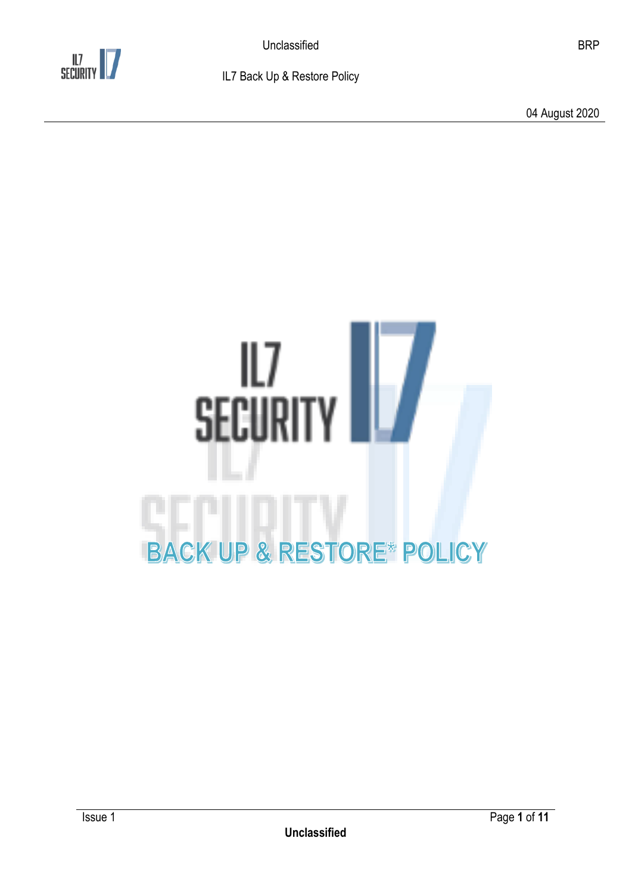# BACK UP & RESTORE* POLICY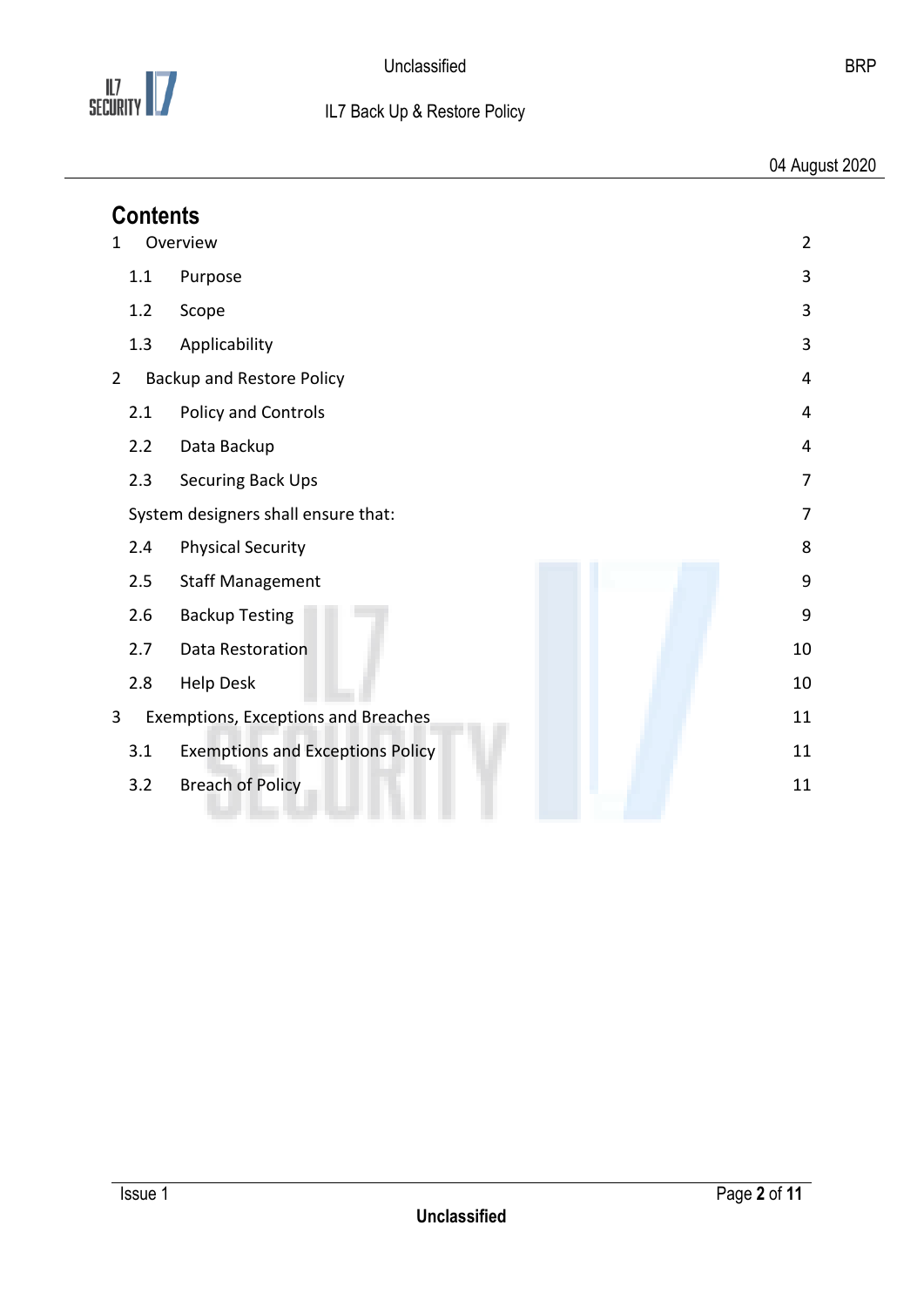# Contents

| | | |
|---|---|---|
| 1 | Overview | 2 |
| 1.1 | Purpose | 3 |
| 1.2 | Scope | 3 |
| 1.3 | Applicability | 3 |
| 2 | Backup and Restore Policy | 4 |
| 2.1 | Policy and Controls | 4 |
| 2.2 | Data Backup | 4 |
| 2.3 | Securing Back Ups | 7 |
| | System designers shall ensure that: | 7 |
| 2.4 | Physical Security | 8 |
| 2.5 | Staff Management | 9 |
| 2.6 | Backup Testing | 9 |
| 2.7 | Data Restoration | 10 |
| 2.8 | Help Desk | 10 |
| 3 | Exemptions, Exceptions and Breaches | 11 |
| 3.1 | Exemptions and Exceptions Policy | 11 |
| 3.2 | Breach of Policy | 11 |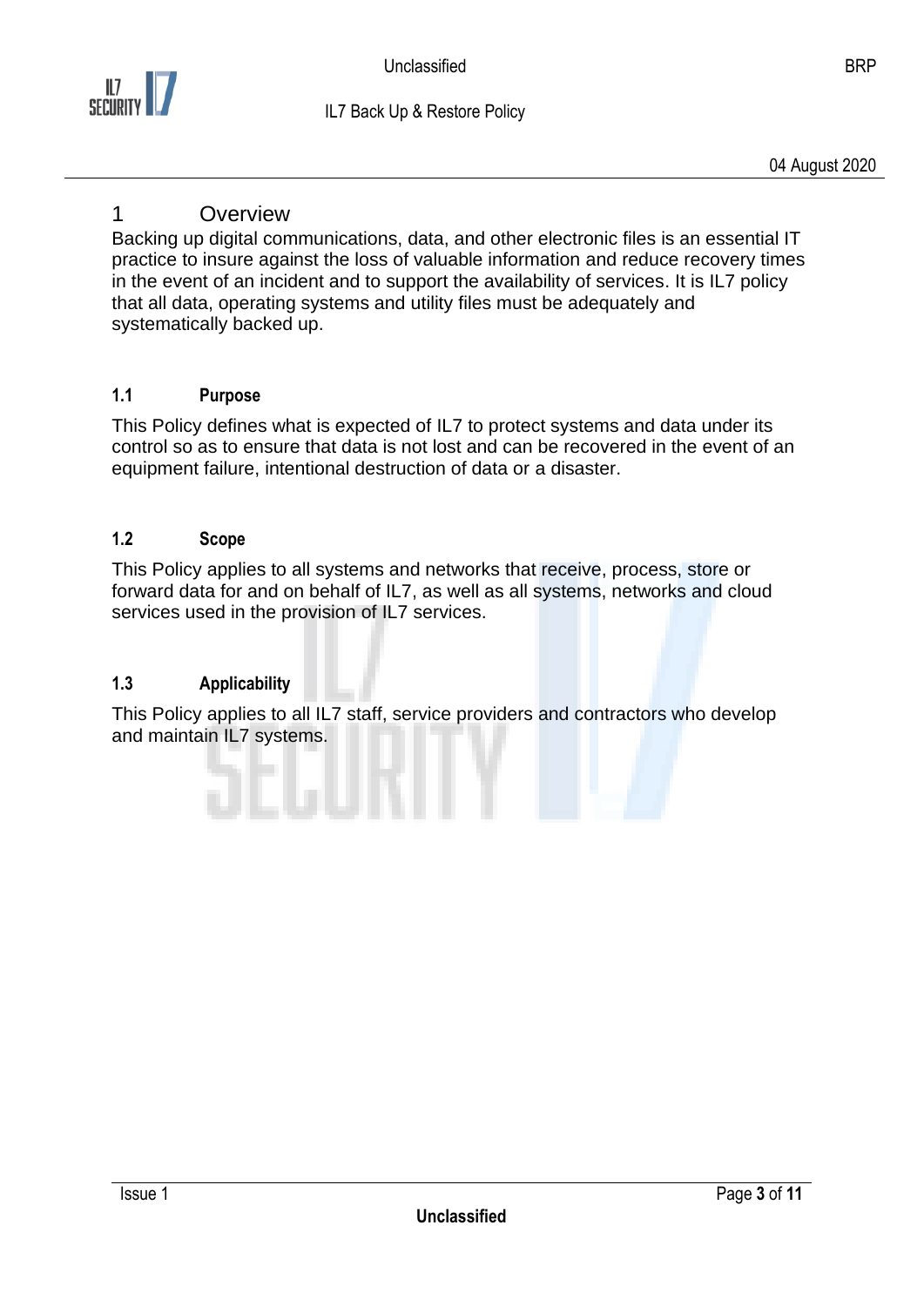# 1 Overview

Backing up digital communications, data, and other electronic files is an essential IT practice to insure against the loss of valuable information and reduce recovery times in the event of an incident and to support the availability of services. It is IL7 policy that all data, operating systems and utility files must be adequately and systematically backed up.

## 1.1 Purpose

This Policy defines what is expected of IL7 to protect systems and data under its control so as to ensure that data is not lost and can be recovered in the event of an equipment failure, intentional destruction of data or a disaster.

## 1.2 Scope

This Policy applies to all systems and networks that receive, process, store or forward data for and on behalf of IL7, as well as all systems, networks and cloud services used in the provision of IL7 services.

## 1.3 Applicability

This Policy applies to all IL7 staff, service providers and contractors who develop and maintain IL7 systems.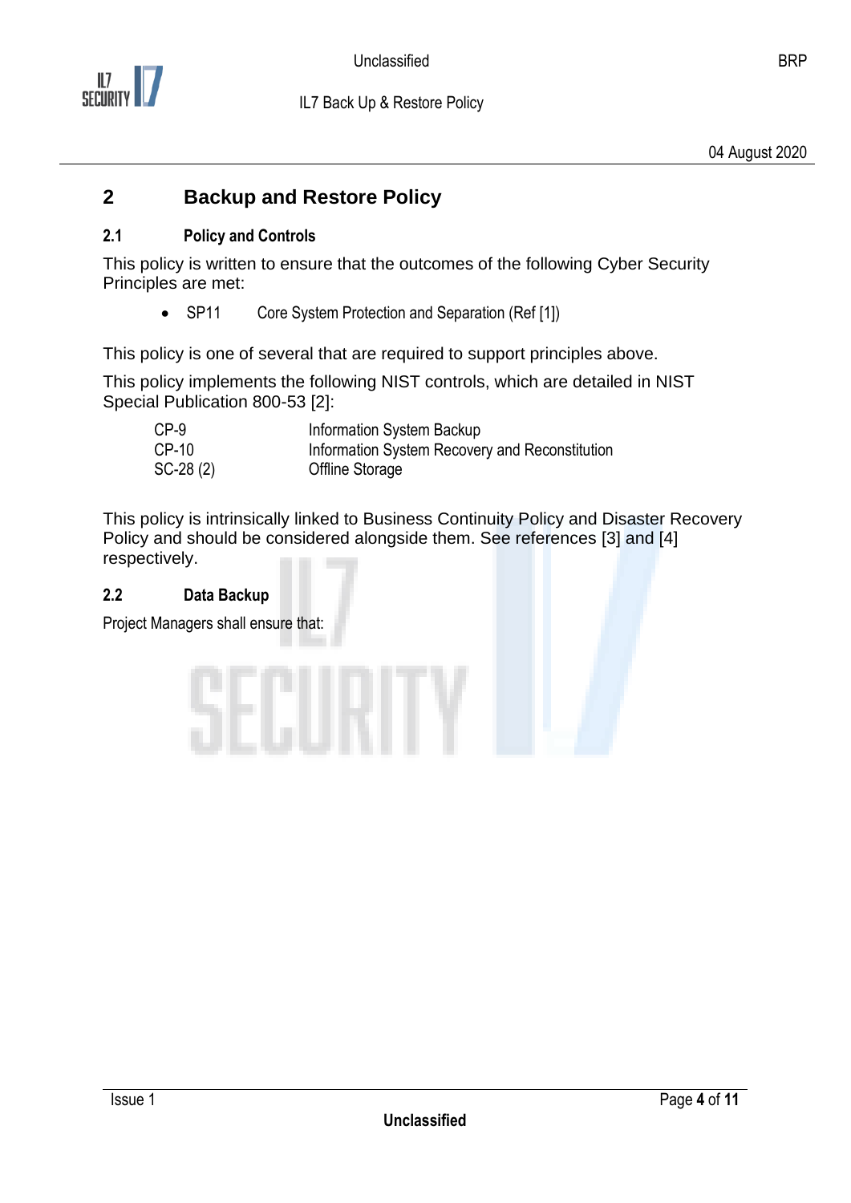## 2 Backup and Restore Policy

### 2.1 Policy and Controls

This policy is written to ensure that the outcomes of the following Cyber Security Principles are met:

- SP11 Core System Protection and Separation (Ref [1])

This policy is one of several that are required to support principles above.

This policy implements the following NIST controls, which are detailed in NIST Special Publication 800-53 [2]:

| | |
|---|---|
| CP-9 | Information System Backup |
| CP-10 | Information System Recovery and Reconstitution |
| SC-28 (2) | Offline Storage |

This policy is intrinsically linked to Business Continuity Policy and Disaster Recovery Policy and should be considered alongside them. See references [3] and [4] respectively.

### 2.2 Data Backup

Project Managers shall ensure that: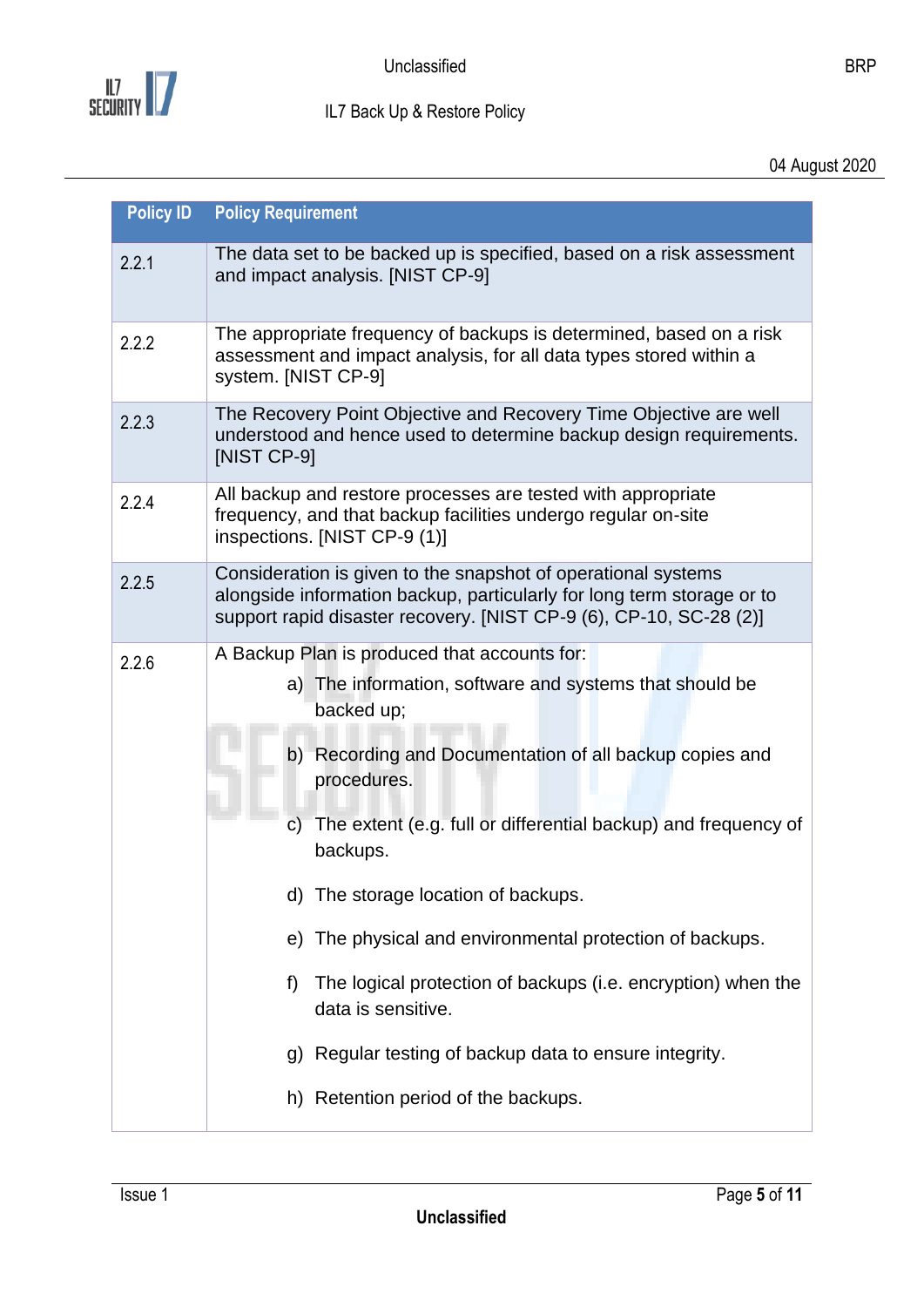| Policy ID | Policy Requirement |
|---|---|
| 2.2.1 | The data set to be backed up is specified, based on a risk assessment and impact analysis. [NIST CP-9] |
| 2.2.2 | The appropriate frequency of backups is determined, based on a risk assessment and impact analysis, for all data types stored within a system. [NIST CP-9] |
| 2.2.3 | The Recovery Point Objective and Recovery Time Objective are well understood and hence used to determine backup design requirements. [NIST CP-9] |
| 2.2.4 | All backup and restore processes are tested with appropriate frequency, and that backup facilities undergo regular on-site inspections. [NIST CP-9 (1)] |
| 2.2.5 | Consideration is given to the snapshot of operational systems alongside information backup, particularly for long term storage or to support rapid disaster recovery. [NIST CP-9 (6), CP-10, SC-28 (2)] |
| 2.2.6 | A Backup Plan is produced that accounts for:<br>a) The information, software and systems that should be backed up;<br>b) Recording and Documentation of all backup copies and procedures.<br>c) The extent (e.g. full or differential backup) and frequency of backups.<br>d) The storage location of backups.<br>e) The physical and environmental protection of backups.<br>f) The logical protection of backups (i.e. encryption) when the data is sensitive.<br>g) Regular testing of backup data to ensure integrity.<br>h) Retention period of the backups. |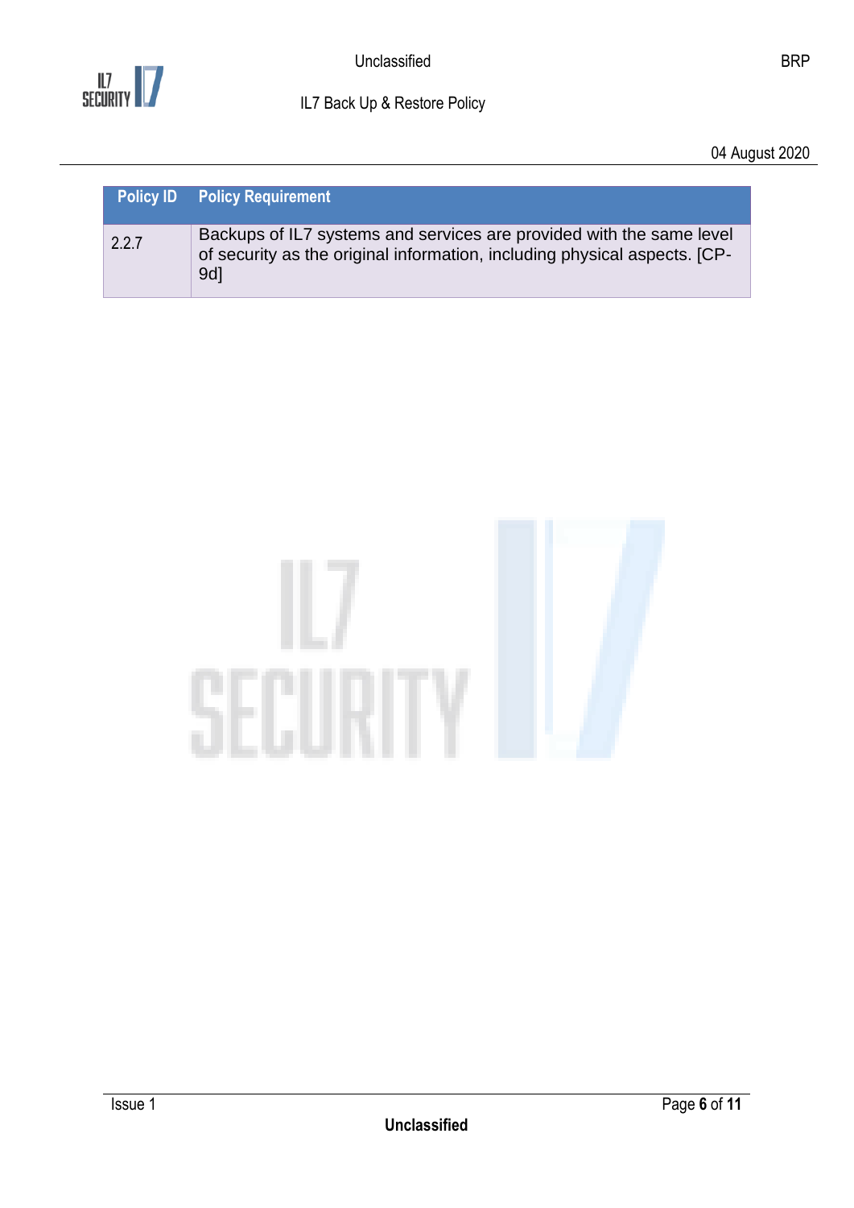| Policy ID | Policy Requirement |
|---|---|
| 2.2.7 | Backups of IL7 systems and services are provided with the same level of security as the original information, including physical aspects. [CP-9d] |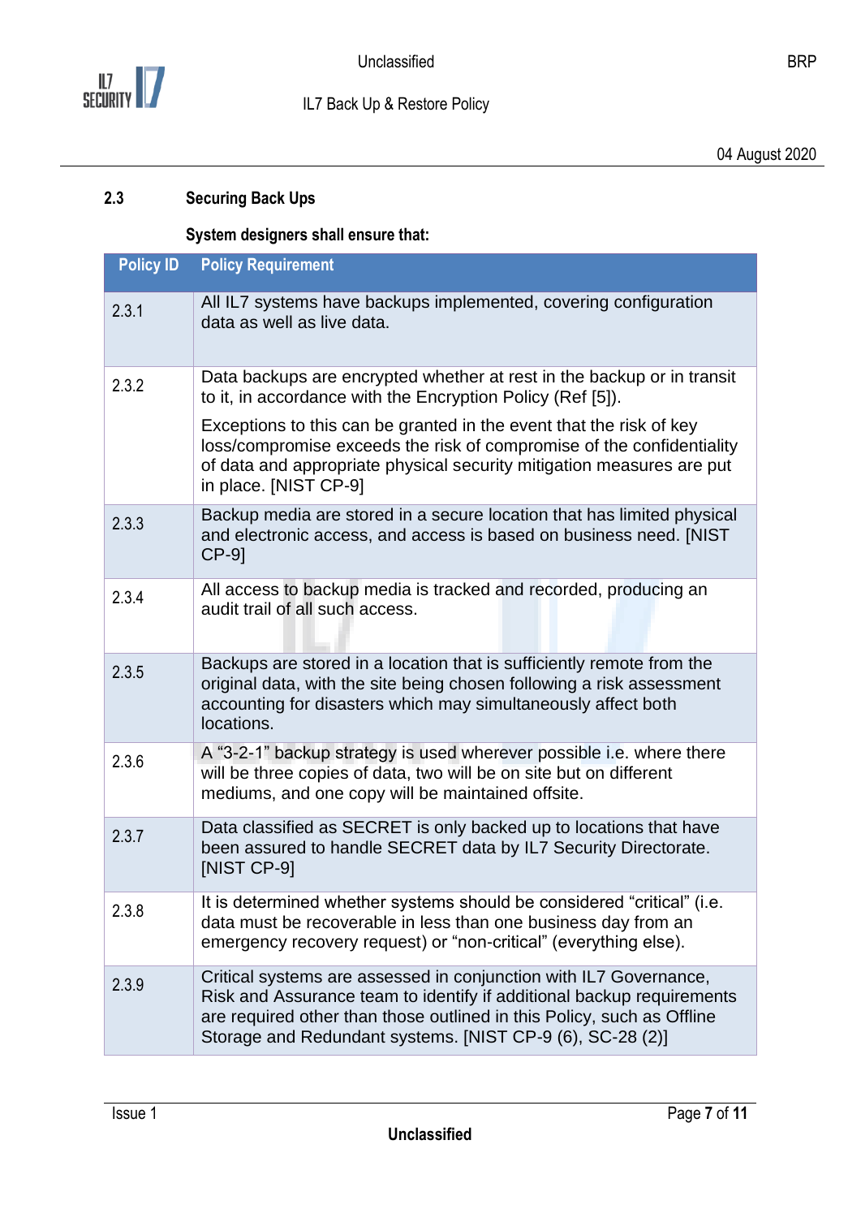### 2.3 Securing Back Ups

**System designers shall ensure that:**

| Policy ID | Policy Requirement |
|---|---|
| 2.3.1 | All IL7 systems have backups implemented, covering configuration data as well as live data. |
| 2.3.2 | Data backups are encrypted whether at rest in the backup or in transit to it, in accordance with the Encryption Policy (Ref [5]).<br><br>Exceptions to this can be granted in the event that the risk of key loss/compromise exceeds the risk of compromise of the confidentiality of data and appropriate physical security mitigation measures are put in place. [NIST CP-9] |
| 2.3.3 | Backup media are stored in a secure location that has limited physical and electronic access, and access is based on business need. [NIST CP-9] |
| 2.3.4 | All access to backup media is tracked and recorded, producing an audit trail of all such access. |
| 2.3.5 | Backups are stored in a location that is sufficiently remote from the original data, with the site being chosen following a risk assessment accounting for disasters which may simultaneously affect both locations. |
| 2.3.6 | A "3-2-1" backup strategy is used wherever possible i.e. where there will be three copies of data, two will be on site but on different mediums, and one copy will be maintained offsite. |
| 2.3.7 | Data classified as SECRET is only backed up to locations that have been assured to handle SECRET data by IL7 Security Directorate. [NIST CP-9] |
| 2.3.8 | It is determined whether systems should be considered "critical" (i.e. data must be recoverable in less than one business day from an emergency recovery request) or "non-critical" (everything else). |
| 2.3.9 | Critical systems are assessed in conjunction with IL7 Governance, Risk and Assurance team to identify if additional backup requirements are required other than those outlined in this Policy, such as Offline Storage and Redundant systems. [NIST CP-9 (6), SC-28 (2)] |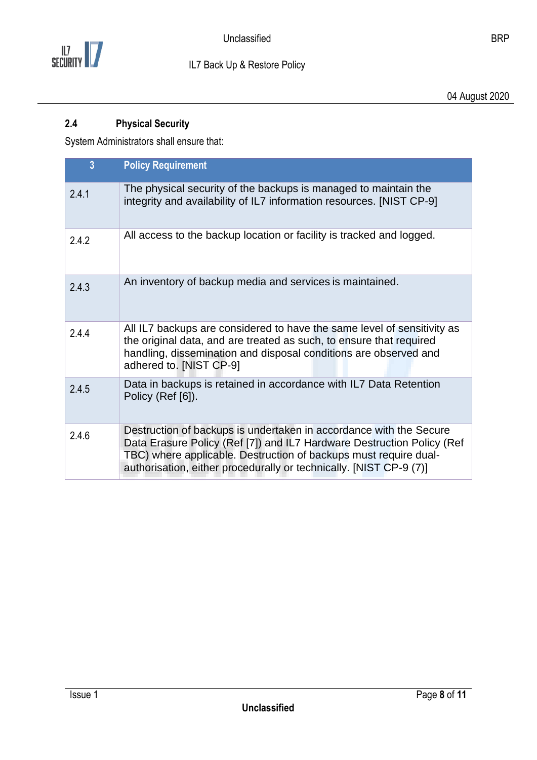## 2.4 Physical Security

System Administrators shall ensure that:

| 3 | Policy Requirement |
|---|---|
| 2.4.1 | The physical security of the backups is managed to maintain the integrity and availability of IL7 information resources. [NIST CP-9] |
| 2.4.2 | All access to the backup location or facility is tracked and logged. |
| 2.4.3 | An inventory of backup media and services is maintained. |
| 2.4.4 | All IL7 backups are considered to have the same level of sensitivity as the original data, and are treated as such, to ensure that required handling, dissemination and disposal conditions are observed and adhered to. [NIST CP-9] |
| 2.4.5 | Data in backups is retained in accordance with IL7 Data Retention Policy (Ref [6]). |
| 2.4.6 | Destruction of backups is undertaken in accordance with the Secure Data Erasure Policy (Ref [7]) and IL7 Hardware Destruction Policy (Ref TBC) where applicable. Destruction of backups must require dual-authorisation, either procedurally or technically. [NIST CP-9 (7)] |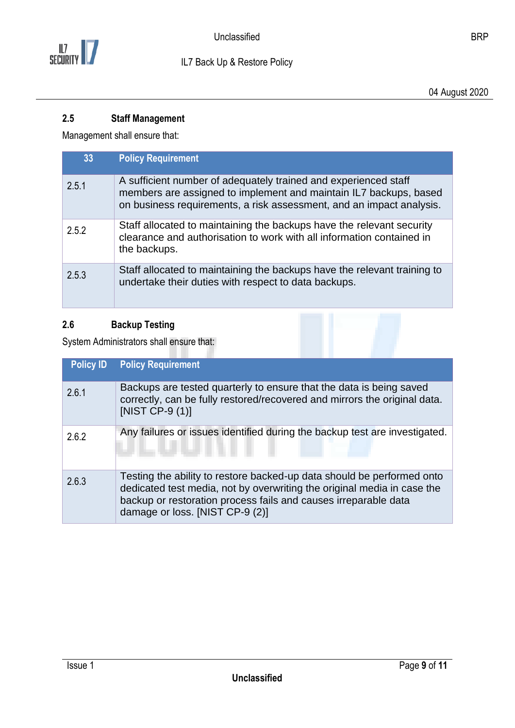### 2.5 Staff Management

Management shall ensure that:

| 33 | Policy Requirement |
|---|---|
| 2.5.1 | A sufficient number of adequately trained and experienced staff members are assigned to implement and maintain IL7 backups, based on business requirements, a risk assessment, and an impact analysis. |
| 2.5.2 | Staff allocated to maintaining the backups have the relevant security clearance and authorisation to work with all information contained in the backups. |
| 2.5.3 | Staff allocated to maintaining the backups have the relevant training to undertake their duties with respect to data backups. |

### 2.6 Backup Testing

System Administrators shall ensure that:

| Policy ID | Policy Requirement |
|---|---|
| 2.6.1 | Backups are tested quarterly to ensure that the data is being saved correctly, can be fully restored/recovered and mirrors the original data. [NIST CP-9 (1)] |
| 2.6.2 | Any failures or issues identified during the backup test are investigated. |
| 2.6.3 | Testing the ability to restore backed-up data should be performed onto dedicated test media, not by overwriting the original media in case the backup or restoration process fails and causes irreparable data damage or loss. [NIST CP-9 (2)] |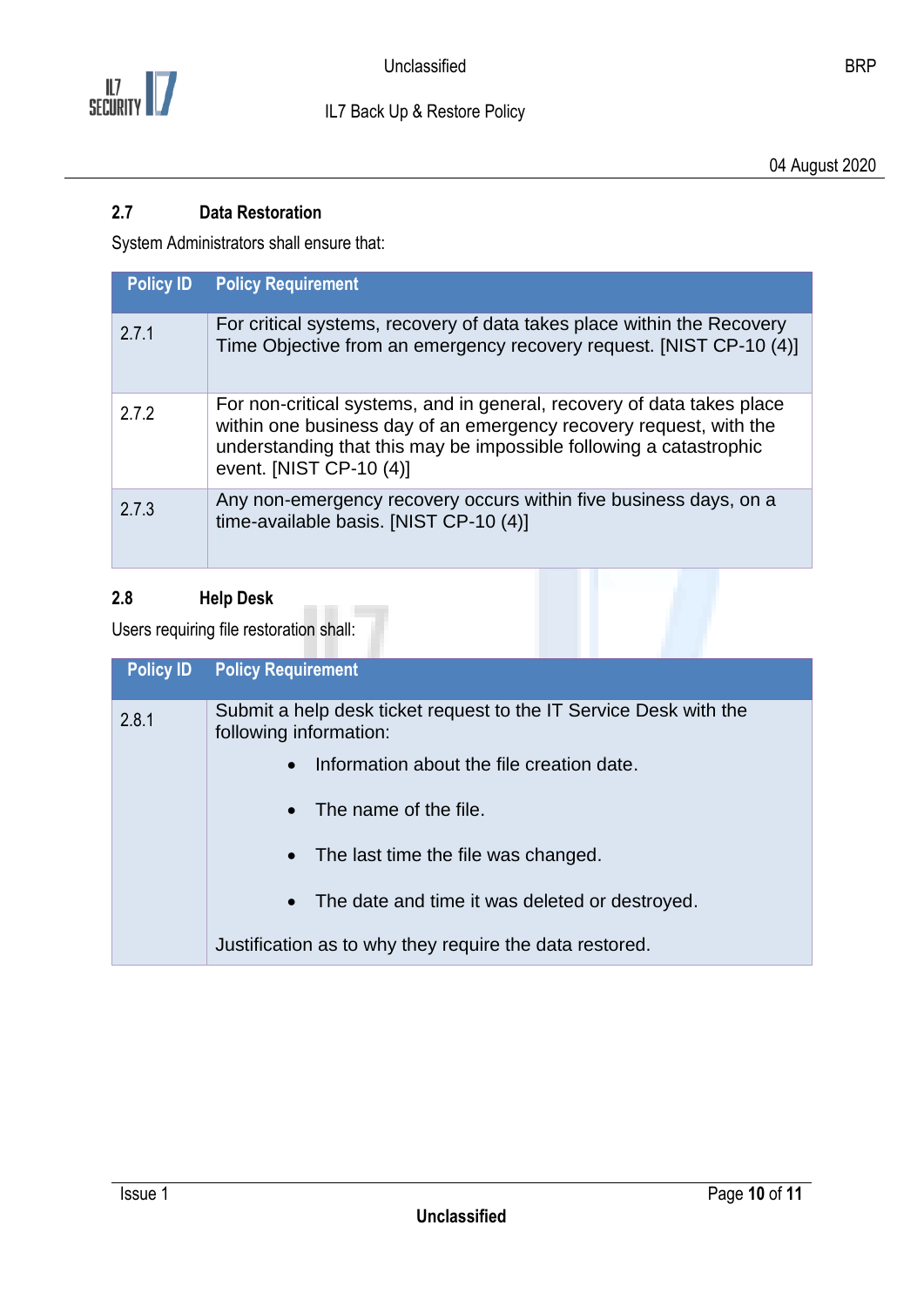### 2.7 Data Restoration

System Administrators shall ensure that:

| Policy ID | Policy Requirement |
| --- | --- |
| 2.7.1 | For critical systems, recovery of data takes place within the Recovery Time Objective from an emergency recovery request. [NIST CP-10 (4)] |
| 2.7.2 | For non-critical systems, and in general, recovery of data takes place within one business day of an emergency recovery request, with the understanding that this may be impossible following a catastrophic event. [NIST CP-10 (4)] |
| 2.7.3 | Any non-emergency recovery occurs within five business days, on a time-available basis. [NIST CP-10 (4)] |

### 2.8 Help Desk

Users requiring file restoration shall:

| Policy ID | Policy Requirement |
| --- | --- |
| 2.8.1 | Submit a help desk ticket request to the IT Service Desk with the following information:<br>• Information about the file creation date.<br>• The name of the file.<br>• The last time the file was changed.<br>• The date and time it was deleted or destroyed.<br>Justification as to why they require the data restored. |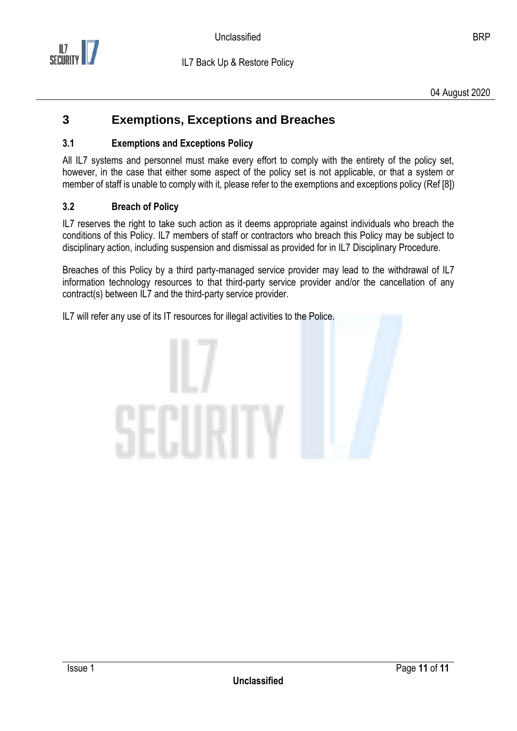# 3 Exemptions, Exceptions and Breaches

## 3.1 Exemptions and Exceptions Policy

All IL7 systems and personnel must make every effort to comply with the entirety of the policy set, however, in the case that either some aspect of the policy set is not applicable, or that a system or member of staff is unable to comply with it, please refer to the exemptions and exceptions policy (Ref [8])

## 3.2 Breach of Policy

IL7 reserves the right to take such action as it deems appropriate against individuals who breach the conditions of this Policy. IL7 members of staff or contractors who breach this Policy may be subject to disciplinary action, including suspension and dismissal as provided for in IL7 Disciplinary Procedure.

Breaches of this Policy by a third party-managed service provider may lead to the withdrawal of IL7 information technology resources to that third-party service provider and/or the cancellation of any contract(s) between IL7 and the third-party service provider.

IL7 will refer any use of its IT resources for illegal activities to the Police.